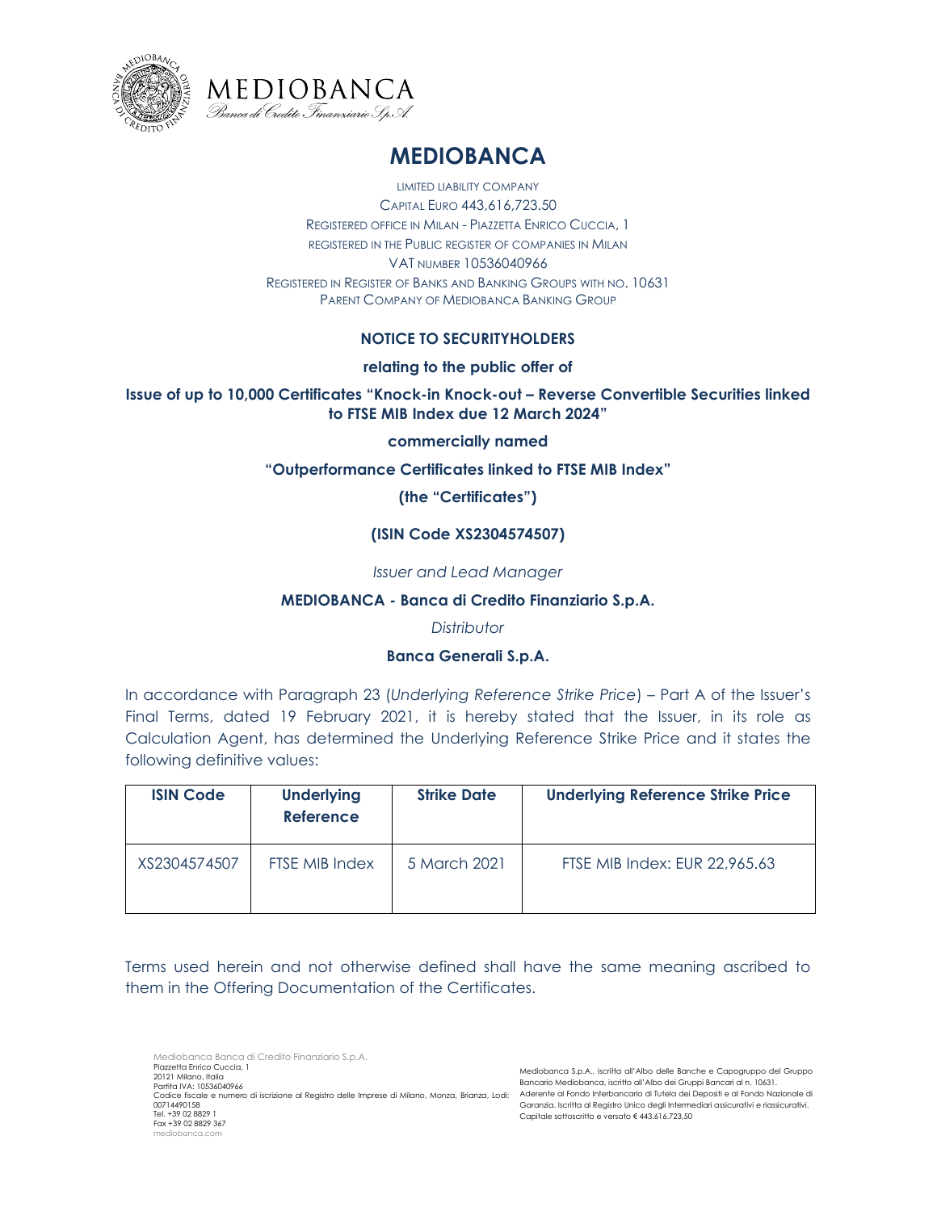# MEDIOBANCA

LIMITED LIABILITY COMPANY
CAPITAL EURO 443,616,723.50
REGISTERED OFFICE IN MILAN - PIAZZETTA ENRICO CUCCIA, 1
REGISTERED IN THE PUBLIC REGISTER OF COMPANIES IN MILAN
VAT NUMBER 10536040966
REGISTERED IN REGISTER OF BANKS AND BANKING GROUPS WITH NO. 10631
PARENT COMPANY OF MEDIOBANCA BANKING GROUP

**NOTICE TO SECURITYHOLDERS**

**relating to the public offer of**

**Issue of up to 10,000 Certificates "Knock-in Knock-out – Reverse Convertible Securities linked to FTSE MIB Index due 12 March 2024"**

**commercially named**

**"Outperformance Certificates linked to FTSE MIB Index"**

**(the "Certificates")**

**(ISIN Code XS2304574507)**

*Issuer and Lead Manager*

**MEDIOBANCA - Banca di Credito Finanziario S.p.A.**

*Distributor*

**Banca Generali S.p.A.**

In accordance with Paragraph 23 (*Underlying Reference Strike Price*) – Part A of the Issuer's Final Terms, dated 19 February 2021, it is hereby stated that the Issuer, in its role as Calculation Agent, has determined the Underlying Reference Strike Price and it states the following definitive values:

| ISIN Code | Underlying Reference | Strike Date | Underlying Reference Strike Price |
|---|---|---|---|
| XS2304574507 | FTSE MIB Index | 5 March 2021 | FTSE MIB Index: EUR 22,965.63 |

Terms used herein and not otherwise defined shall have the same meaning ascribed to them in the Offering Documentation of the Certificates.

Mediobanca Banca di Credito Finanziario S.p.A.
Piazzetta Enrico Cuccia, 1
20121 Milano, Italia
Partita IVA: 10536040966
Codice fiscale e numero di iscrizione al Registro delle Imprese di Milano, Monza, Brianza, Lodi: 00714490158
Tel. +39 02 8829 1
Fax +39 02 8829 367
mediobanca.com

Mediobanca S.p.A., iscritta all'Albo delle Banche e Capogruppo del Gruppo Bancario Mediobanca, iscritto all'Albo dei Gruppi Bancari al n. 10631. Aderente al Fondo Interbancario di Tutela dei Depositi e al Fondo Nazionale di Garanzia. Iscritta al Registro Unico degli Intermediari assicurativi e riassicurativi. Capitale sottoscritto e versato € 443.616.723,50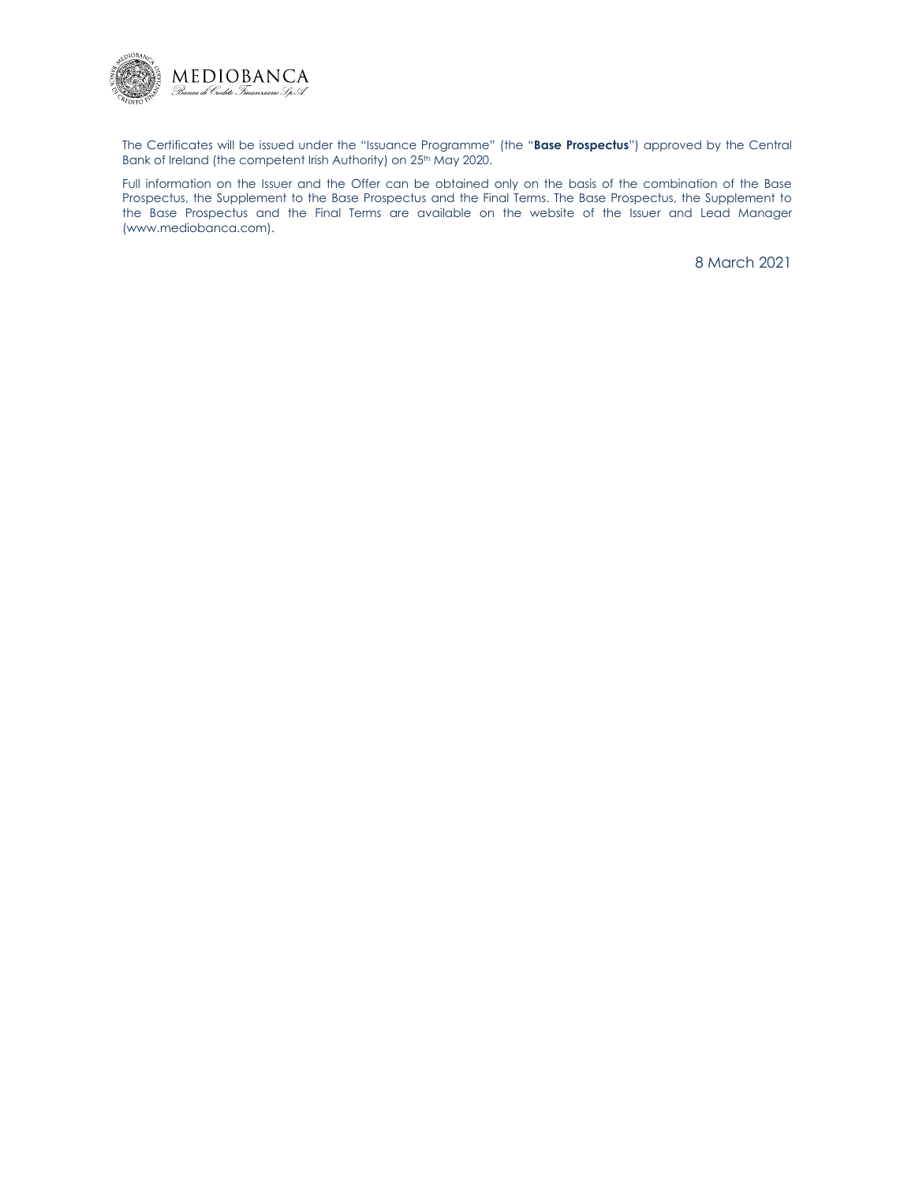The Certificates will be issued under the "Issuance Programme" (the "**Base Prospectus**") approved by the Central Bank of Ireland (the competent Irish Authority) on 25th May 2020.

Full information on the Issuer and the Offer can be obtained only on the basis of the combination of the Base Prospectus, the Supplement to the Base Prospectus and the Final Terms. The Base Prospectus, the Supplement to the Base Prospectus and the Final Terms are available on the website of the Issuer and Lead Manager (www.mediobanca.com).

8 March 2021